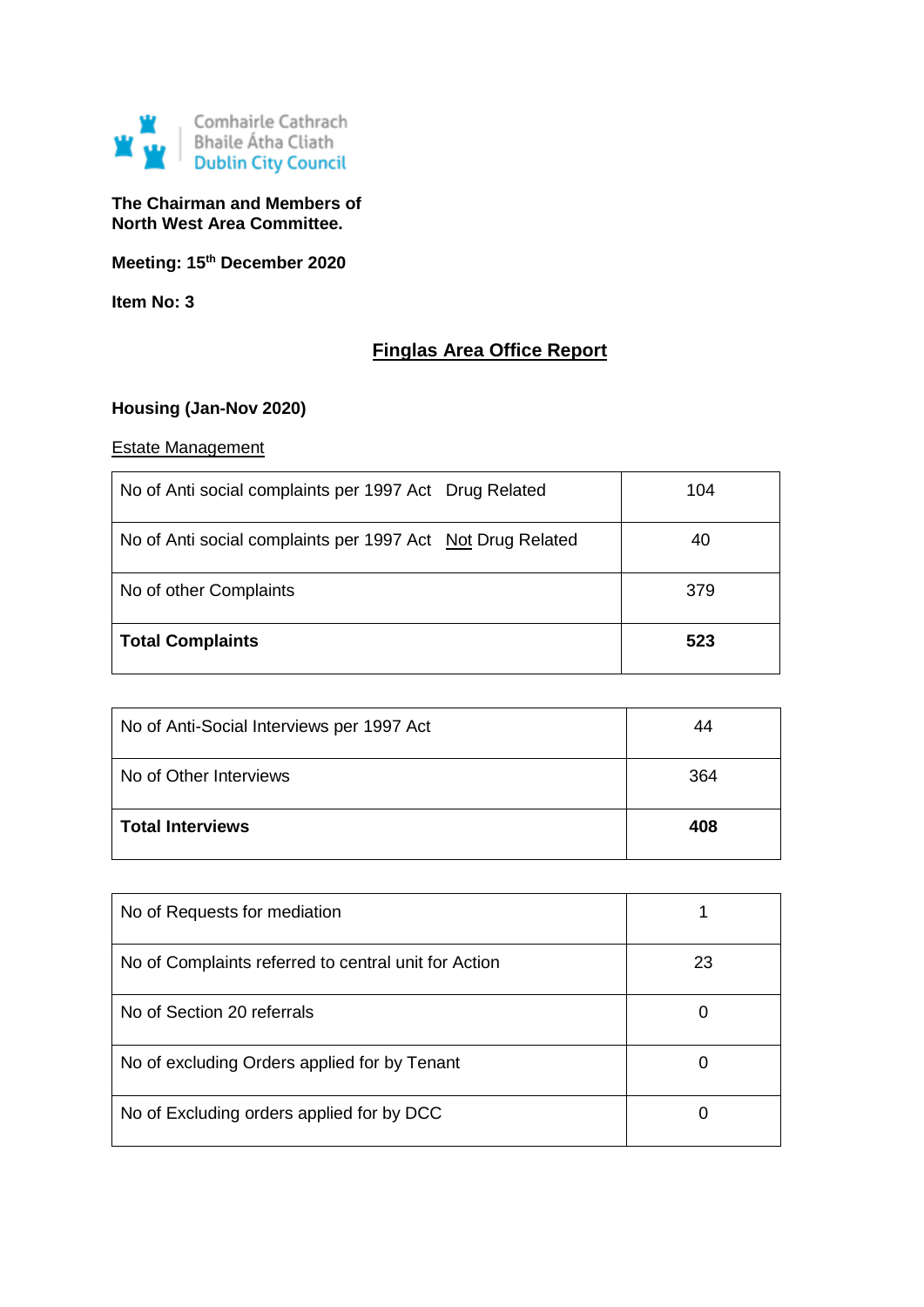Comhairle Cathrach
Bhaile Átha Cliath
Dublin City Council

**The Chairman and Members of**
**North West Area Committee.**

**Meeting: 15th December 2020**

**Item No: 3**

## Finglas Area Office Report

### Housing (Jan-Nov 2020)

Estate Management

| | |
|---|---|
| No of Anti social complaints per 1997 Act Drug Related | 104 |
| No of Anti social complaints per 1997 Act Not Drug Related | 40 |
| No of other Complaints | 379 |
| **Total Complaints** | **523** |

| | |
|---|---|
| No of Anti-Social Interviews per 1997 Act | 44 |
| No of Other Interviews | 364 |
| **Total Interviews** | **408** |

| | |
|---|---|
| No of Requests for mediation | 1 |
| No of Complaints referred to central unit for Action | 23 |
| No of Section 20 referrals | 0 |
| No of excluding Orders applied for by Tenant | 0 |
| No of Excluding orders applied for by DCC | 0 |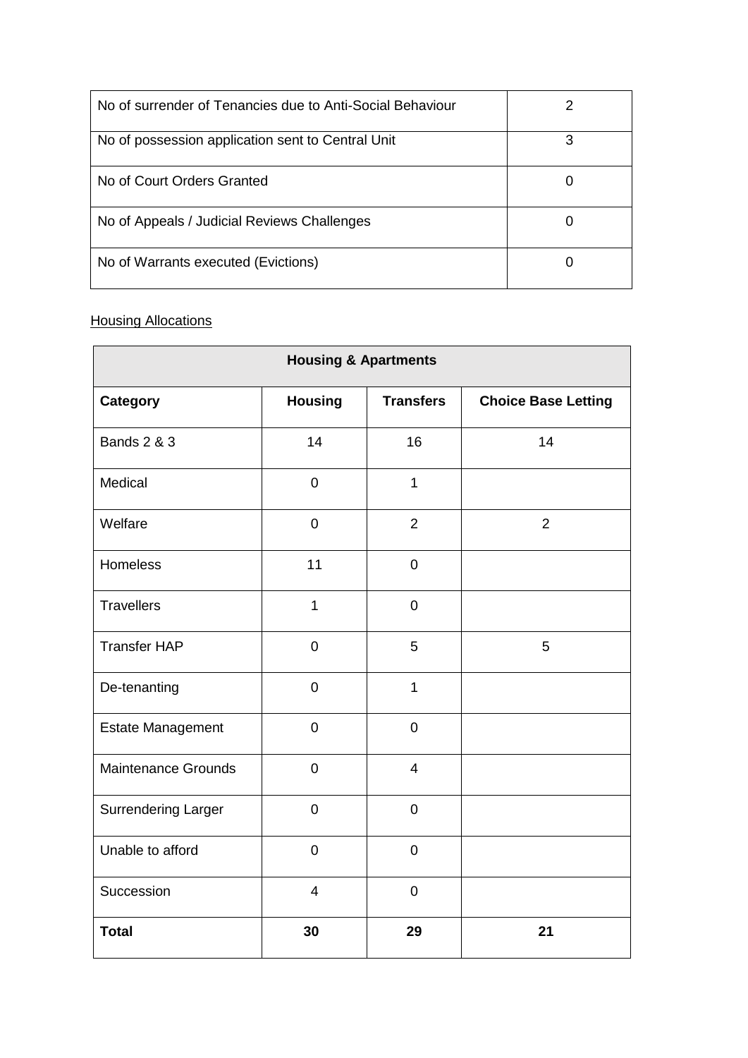| No of surrender of Tenancies due to Anti-Social Behaviour | 2 |
| --- | --- |
| No of possession application sent to Central Unit | 3 |
| No of Court Orders Granted | 0 |
| No of Appeals / Judicial Reviews Challenges | 0 |
| No of Warrants executed (Evictions) | 0 |

Housing Allocations

| Housing & Apartments | | | |
| --- | --- | --- | --- |
| **Category** | **Housing** | **Transfers** | **Choice Base Letting** |
| Bands 2 & 3 | 14 | 16 | 14 |
| Medical | 0 | 1 | |
| Welfare | 0 | 2 | 2 |
| Homeless | 11 | 0 | |
| Travellers | 1 | 0 | |
| Transfer HAP | 0 | 5 | 5 |
| De-tenanting | 0 | 1 | |
| Estate Management | 0 | 0 | |
| Maintenance Grounds | 0 | 4 | |
| Surrendering Larger | 0 | 0 | |
| Unable to afford | 0 | 0 | |
| Succession | 4 | 0 | |
| **Total** | **30** | **29** | **21** |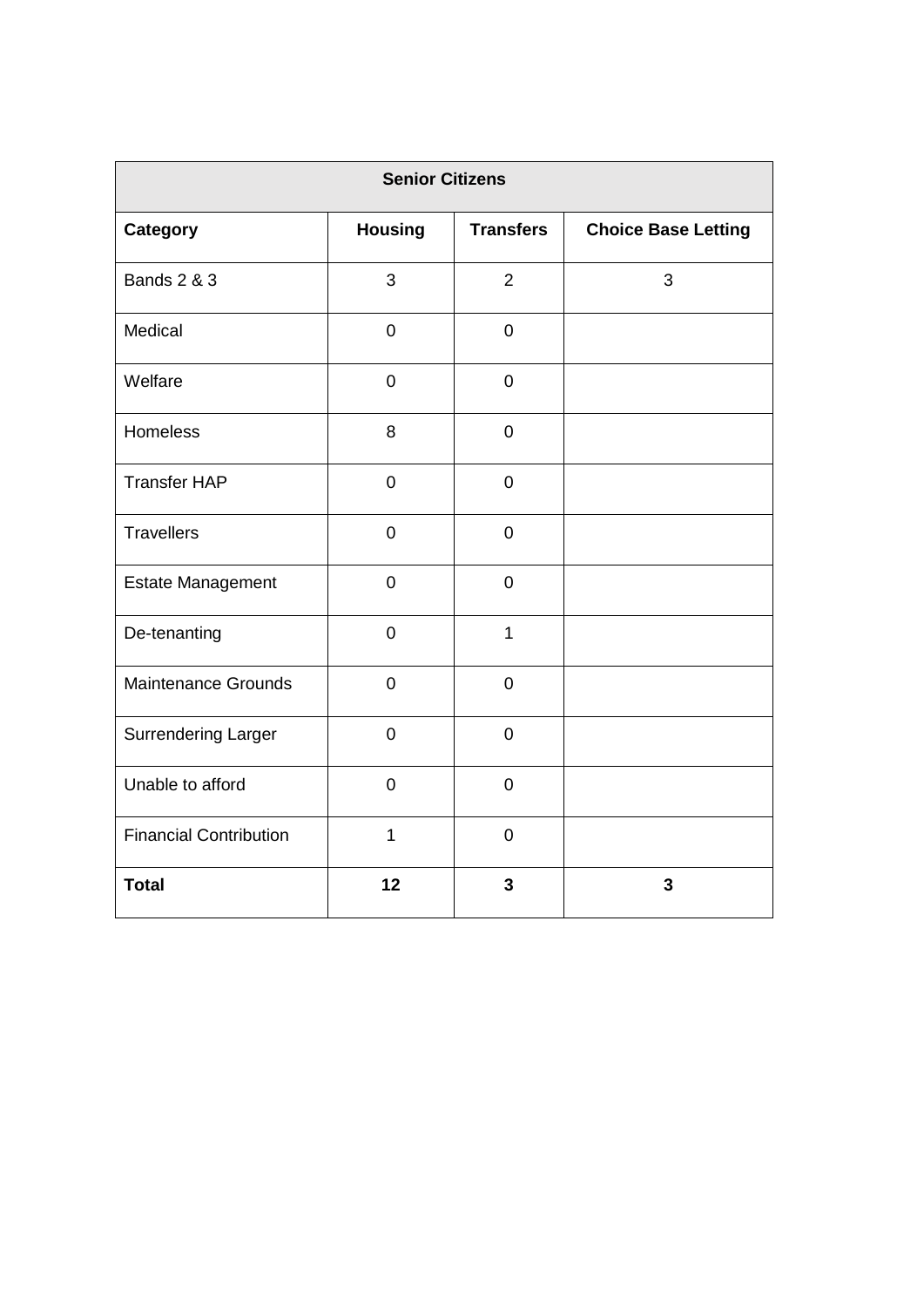| Senior Citizens | | | |
|---|---|---|---|
| **Category** | **Housing** | **Transfers** | **Choice Base Letting** |
| Bands 2 & 3 | 3 | 2 | 3 |
| Medical | 0 | 0 | |
| Welfare | 0 | 0 | |
| Homeless | 8 | 0 | |
| Transfer HAP | 0 | 0 | |
| Travellers | 0 | 0 | |
| Estate Management | 0 | 0 | |
| De-tenanting | 0 | 1 | |
| Maintenance Grounds | 0 | 0 | |
| Surrendering Larger | 0 | 0 | |
| Unable to afford | 0 | 0 | |
| Financial Contribution | 1 | 0 | |
| **Total** | **12** | **3** | **3** |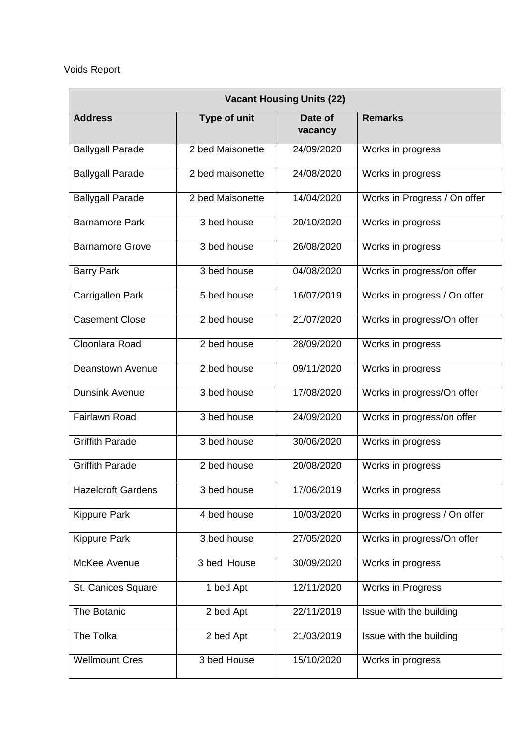Voids Report

| Vacant Housing Units (22) | | | |
|---|---|---|---|
| **Address** | **Type of unit** | **Date of vacancy** | **Remarks** |
| Ballygall Parade | 2 bed Maisonette | 24/09/2020 | Works in progress |
| Ballygall Parade | 2 bed maisonette | 24/08/2020 | Works in progress |
| Ballygall Parade | 2 bed Maisonette | 14/04/2020 | Works in Progress / On offer |
| Barnamore Park | 3 bed house | 20/10/2020 | Works in progress |
| Barnamore Grove | 3 bed house | 26/08/2020 | Works in progress |
| Barry Park | 3 bed house | 04/08/2020 | Works in progress/on offer |
| Carrigallen Park | 5 bed house | 16/07/2019 | Works in progress / On offer |
| Casement Close | 2 bed house | 21/07/2020 | Works in progress/On offer |
| Cloonlara Road | 2 bed house | 28/09/2020 | Works in progress |
| Deanstown Avenue | 2 bed house | 09/11/2020 | Works in progress |
| Dunsink Avenue | 3 bed house | 17/08/2020 | Works in progress/On offer |
| Fairlawn Road | 3 bed house | 24/09/2020 | Works in progress/on offer |
| Griffith Parade | 3 bed house | 30/06/2020 | Works in progress |
| Griffith Parade | 2 bed house | 20/08/2020 | Works in progress |
| Hazelcroft Gardens | 3 bed house | 17/06/2019 | Works in progress |
| Kippure Park | 4 bed house | 10/03/2020 | Works in progress / On offer |
| Kippure Park | 3 bed house | 27/05/2020 | Works in progress/On offer |
| McKee Avenue | 3 bed House | 30/09/2020 | Works in progress |
| St. Canices Square | 1 bed Apt | 12/11/2020 | Works in Progress |
| The Botanic | 2 bed Apt | 22/11/2019 | Issue with the building |
| The Tolka | 2 bed Apt | 21/03/2019 | Issue with the building |
| Wellmount Cres | 3 bed House | 15/10/2020 | Works in progress |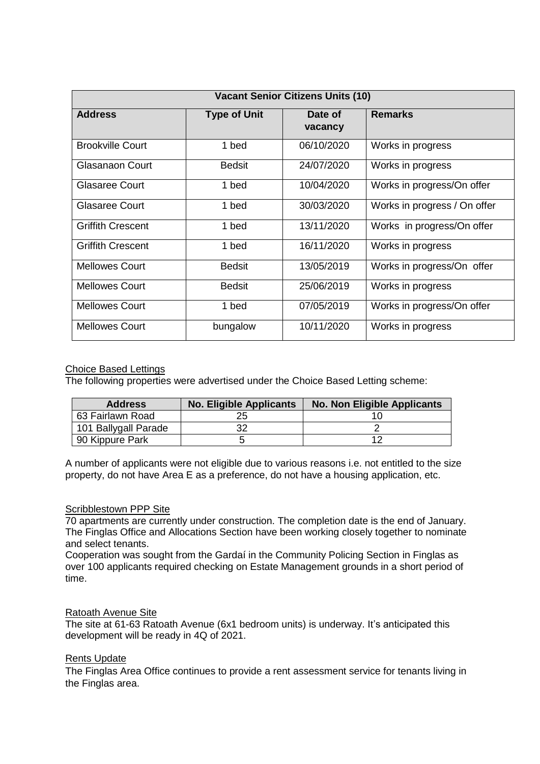| Vacant Senior Citizens Units (10) | | | |
|---|---|---|---|
| **Address** | **Type of Unit** | **Date of vacancy** | **Remarks** |
| Brookville Court | 1 bed | 06/10/2020 | Works in progress |
| Glasanaon Court | Bedsit | 24/07/2020 | Works in progress |
| Glasaree Court | 1 bed | 10/04/2020 | Works in progress/On offer |
| Glasaree Court | 1 bed | 30/03/2020 | Works in progress / On offer |
| Griffith Crescent | 1 bed | 13/11/2020 | Works in progress/On offer |
| Griffith Crescent | 1 bed | 16/11/2020 | Works in progress |
| Mellowes Court | Bedsit | 13/05/2019 | Works in progress/On offer |
| Mellowes Court | Bedsit | 25/06/2019 | Works in progress |
| Mellowes Court | 1 bed | 07/05/2019 | Works in progress/On offer |
| Mellowes Court | bungalow | 10/11/2020 | Works in progress |

## Choice Based Lettings

The following properties were advertised under the Choice Based Letting scheme:

| Address | No. Eligible Applicants | No. Non Eligible Applicants |
|---|---|---|
| 63 Fairlawn Road | 25 | 10 |
| 101 Ballygall Parade | 32 | 2 |
| 90 Kippure Park | 5 | 12 |

A number of applicants were not eligible due to various reasons i.e. not entitled to the size property, do not have Area E as a preference, do not have a housing application, etc.

## Scribblestown PPP Site

70 apartments are currently under construction. The completion date is the end of January. The Finglas Office and Allocations Section have been working closely together to nominate and select tenants.

Cooperation was sought from the Gardaí in the Community Policing Section in Finglas as over 100 applicants required checking on Estate Management grounds in a short period of time.

## Ratoath Avenue Site

The site at 61-63 Ratoath Avenue (6x1 bedroom units) is underway. It's anticipated this development will be ready in 4Q of 2021.

## Rents Update

The Finglas Area Office continues to provide a rent assessment service for tenants living in the Finglas area.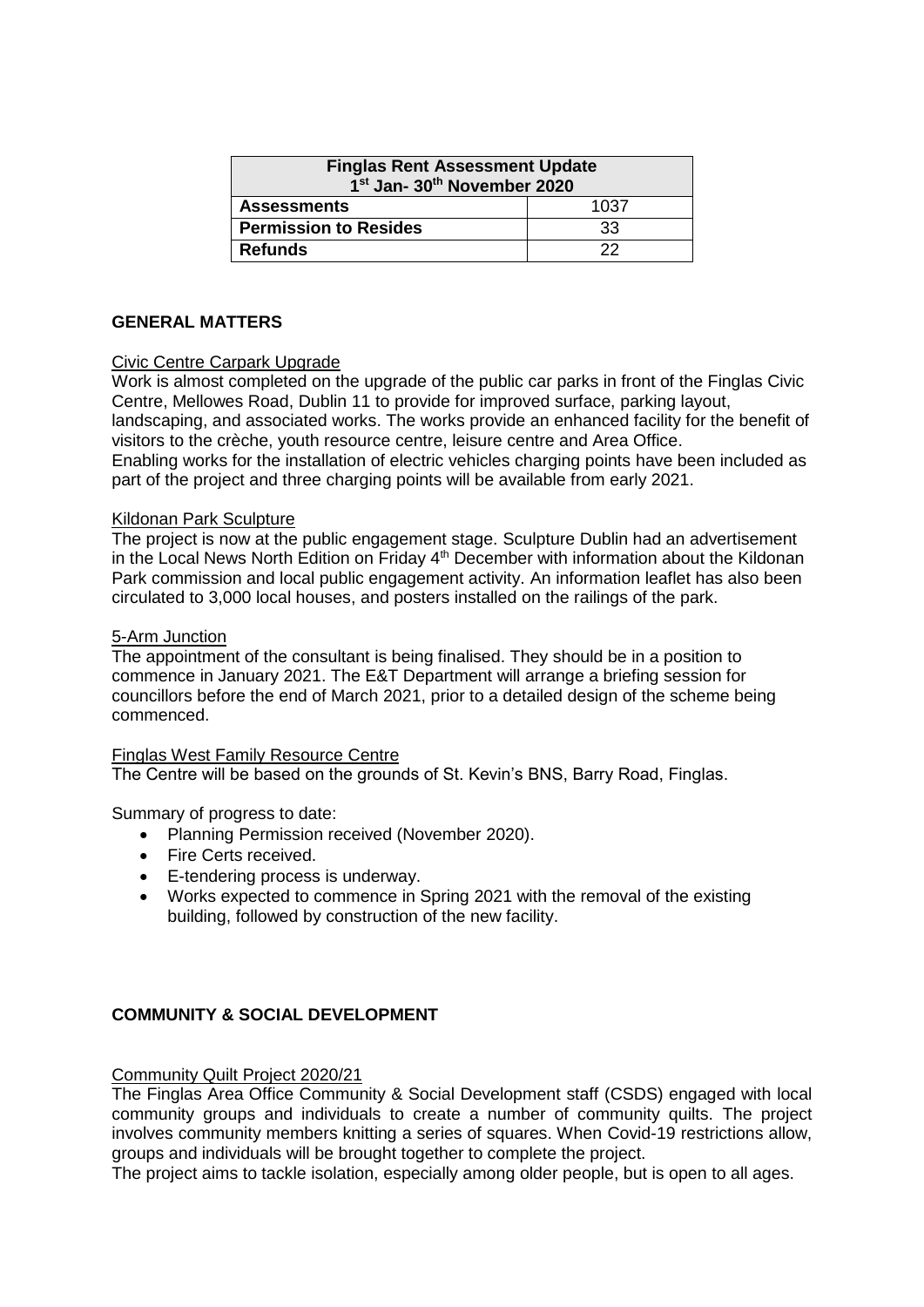| Finglas Rent Assessment Update<br>1st Jan- 30th November 2020 | |
|---|---|
| **Assessments** | 1037 |
| **Permission to Resides** | 33 |
| **Refunds** | 22 |

## GENERAL MATTERS

### Civic Centre Carpark Upgrade

Work is almost completed on the upgrade of the public car parks in front of the Finglas Civic Centre, Mellowes Road, Dublin 11 to provide for improved surface, parking layout, landscaping, and associated works. The works provide an enhanced facility for the benefit of visitors to the crèche, youth resource centre, leisure centre and Area Office.
Enabling works for the installation of electric vehicles charging points have been included as part of the project and three charging points will be available from early 2021.

### Kildonan Park Sculpture

The project is now at the public engagement stage. Sculpture Dublin had an advertisement in the Local News North Edition on Friday 4th December with information about the Kildonan Park commission and local public engagement activity. An information leaflet has also been circulated to 3,000 local houses, and posters installed on the railings of the park.

### 5-Arm Junction

The appointment of the consultant is being finalised. They should be in a position to commence in January 2021. The E&T Department will arrange a briefing session for councillors before the end of March 2021, prior to a detailed design of the scheme being commenced.

### Finglas West Family Resource Centre

The Centre will be based on the grounds of St. Kevin's BNS, Barry Road, Finglas.

Summary of progress to date:

- Planning Permission received (November 2020).
- Fire Certs received.
- E-tendering process is underway.
- Works expected to commence in Spring 2021 with the removal of the existing building, followed by construction of the new facility.

## COMMUNITY & SOCIAL DEVELOPMENT

### Community Quilt Project 2020/21

The Finglas Area Office Community & Social Development staff (CSDS) engaged with local community groups and individuals to create a number of community quilts. The project involves community members knitting a series of squares. When Covid-19 restrictions allow, groups and individuals will be brought together to complete the project.
The project aims to tackle isolation, especially among older people, but is open to all ages.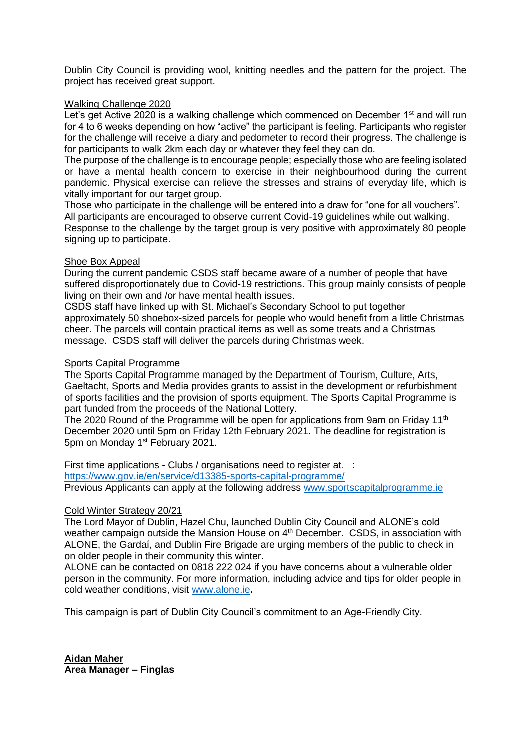Dublin City Council is providing wool, knitting needles and the pattern for the project. The project has received great support.

Walking Challenge 2020

Let's get Active 2020 is a walking challenge which commenced on December 1st and will run for 4 to 6 weeks depending on how "active" the participant is feeling. Participants who register for the challenge will receive a diary and pedometer to record their progress. The challenge is for participants to walk 2km each day or whatever they feel they can do.

The purpose of the challenge is to encourage people; especially those who are feeling isolated or have a mental health concern to exercise in their neighbourhood during the current pandemic. Physical exercise can relieve the stresses and strains of everyday life, which is vitally important for our target group.

Those who participate in the challenge will be entered into a draw for "one for all vouchers". All participants are encouraged to observe current Covid-19 guidelines while out walking.

Response to the challenge by the target group is very positive with approximately 80 people signing up to participate.

Shoe Box Appeal

During the current pandemic CSDS staff became aware of a number of people that have suffered disproportionately due to Covid-19 restrictions. This group mainly consists of people living on their own and /or have mental health issues.

CSDS staff have linked up with St. Michael's Secondary School to put together approximately 50 shoebox-sized parcels for people who would benefit from a little Christmas cheer. The parcels will contain practical items as well as some treats and a Christmas message. CSDS staff will deliver the parcels during Christmas week.

Sports Capital Programme

The Sports Capital Programme managed by the Department of Tourism, Culture, Arts, Gaeltacht, Sports and Media provides grants to assist in the development or refurbishment of sports facilities and the provision of sports equipment. The Sports Capital Programme is part funded from the proceeds of the National Lottery.

The 2020 Round of the Programme will be open for applications from 9am on Friday 11th December 2020 until 5pm on Friday 12th February 2021. The deadline for registration is 5pm on Monday 1st February 2021.

First time applications - Clubs / organisations need to register at. :
https://www.gov.ie/en/service/d13385-sports-capital-programme/
Previous Applicants can apply at the following address www.sportscapitalprogramme.ie

Cold Winter Strategy 20/21

The Lord Mayor of Dublin, Hazel Chu, launched Dublin City Council and ALONE's cold weather campaign outside the Mansion House on 4th December. CSDS, in association with ALONE, the Gardaí, and Dublin Fire Brigade are urging members of the public to check in on older people in their community this winter.

ALONE can be contacted on 0818 222 024 if you have concerns about a vulnerable older person in the community. For more information, including advice and tips for older people in cold weather conditions, visit www.alone.ie**.**

This campaign is part of Dublin City Council's commitment to an Age-Friendly City.

**Aidan Maher**
**Area Manager – Finglas**